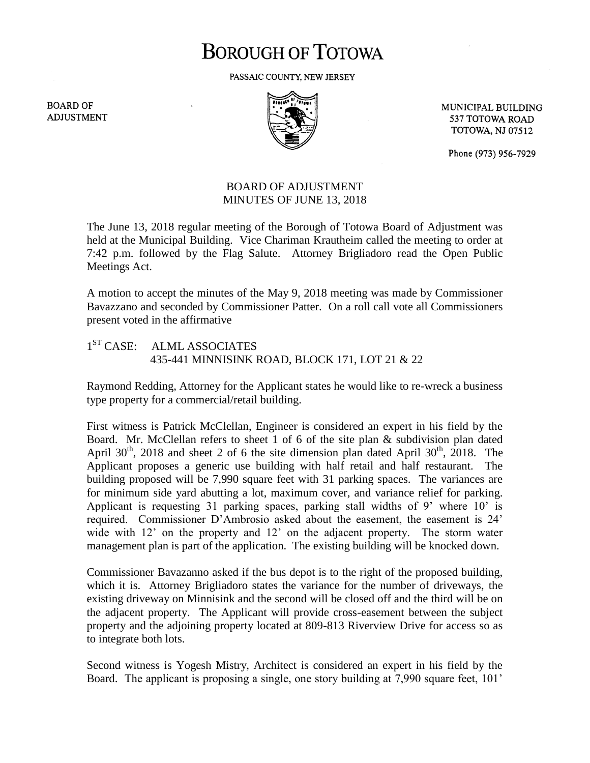# BOROUGH OF TOTOWA

PASSAIC COUNTY, NEW JERSEY

BOARD OF ADJUSTMENT

MUNICIPAL BUILDING
537 TOTOWA ROAD
TOTOWA, NJ 07512

Phone (973) 956-7929

## BOARD OF ADJUSTMENT
## MINUTES OF JUNE 13, 2018

The June 13, 2018 regular meeting of the Borough of Totowa Board of Adjustment was held at the Municipal Building. Vice Chariman Krautheim called the meeting to order at 7:42 p.m. followed by the Flag Salute. Attorney Brigliadoro read the Open Public Meetings Act.

A motion to accept the minutes of the May 9, 2018 meeting was made by Commissioner Bavazzano and seconded by Commissioner Patter. On a roll call vote all Commissioners present voted in the affirmative

1ST CASE: ALML ASSOCIATES
435-441 MINNISINK ROAD, BLOCK 171, LOT 21 & 22

Raymond Redding, Attorney for the Applicant states he would like to re-wreck a business type property for a commercial/retail building.

First witness is Patrick McClellan, Engineer is considered an expert in his field by the Board. Mr. McClellan refers to sheet 1 of 6 of the site plan & subdivision plan dated April 30th, 2018 and sheet 2 of 6 the site dimension plan dated April 30th, 2018. The Applicant proposes a generic use building with half retail and half restaurant. The building proposed will be 7,990 square feet with 31 parking spaces. The variances are for minimum side yard abutting a lot, maximum cover, and variance relief for parking. Applicant is requesting 31 parking spaces, parking stall widths of 9' where 10' is required. Commissioner D'Ambrosio asked about the easement, the easement is 24' wide with 12' on the property and 12' on the adjacent property. The storm water management plan is part of the application. The existing building will be knocked down.

Commissioner Bavazanno asked if the bus depot is to the right of the proposed building, which it is. Attorney Brigliadoro states the variance for the number of driveways, the existing driveway on Minnisink and the second will be closed off and the third will be on the adjacent property. The Applicant will provide cross-easement between the subject property and the adjoining property located at 809-813 Riverview Drive for access so as to integrate both lots.

Second witness is Yogesh Mistry, Architect is considered an expert in his field by the Board. The applicant is proposing a single, one story building at 7,990 square feet, 101'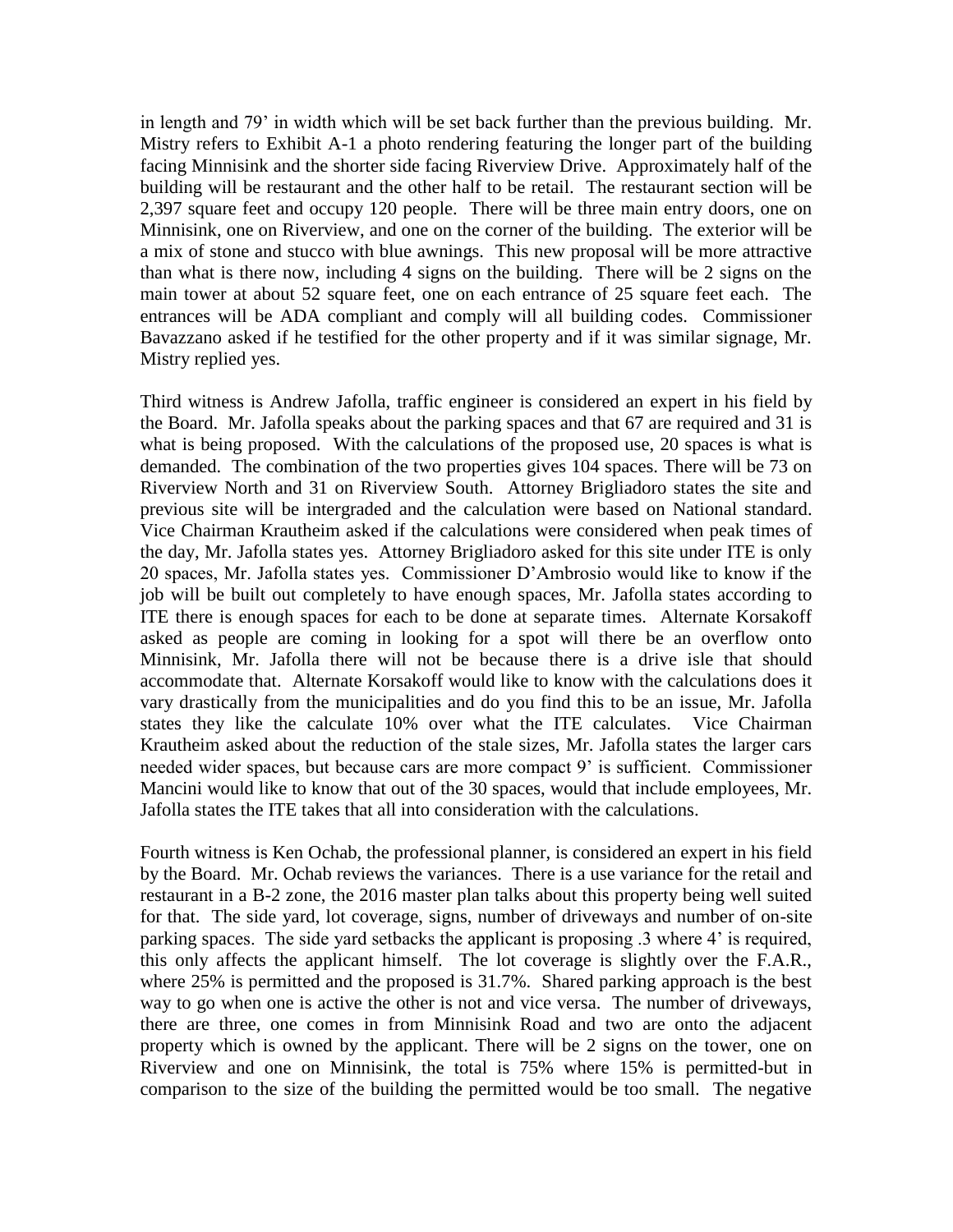in length and 79' in width which will be set back further than the previous building. Mr. Mistry refers to Exhibit A-1 a photo rendering featuring the longer part of the building facing Minnisink and the shorter side facing Riverview Drive. Approximately half of the building will be restaurant and the other half to be retail. The restaurant section will be 2,397 square feet and occupy 120 people. There will be three main entry doors, one on Minnisink, one on Riverview, and one on the corner of the building. The exterior will be a mix of stone and stucco with blue awnings. This new proposal will be more attractive than what is there now, including 4 signs on the building. There will be 2 signs on the main tower at about 52 square feet, one on each entrance of 25 square feet each. The entrances will be ADA compliant and comply will all building codes. Commissioner Bavazzano asked if he testified for the other property and if it was similar signage, Mr. Mistry replied yes.

Third witness is Andrew Jafolla, traffic engineer is considered an expert in his field by the Board. Mr. Jafolla speaks about the parking spaces and that 67 are required and 31 is what is being proposed. With the calculations of the proposed use, 20 spaces is what is demanded. The combination of the two properties gives 104 spaces. There will be 73 on Riverview North and 31 on Riverview South. Attorney Brigliadoro states the site and previous site will be intergraded and the calculation were based on National standard. Vice Chairman Krautheim asked if the calculations were considered when peak times of the day, Mr. Jafolla states yes. Attorney Brigliadoro asked for this site under ITE is only 20 spaces, Mr. Jafolla states yes. Commissioner D'Ambrosio would like to know if the job will be built out completely to have enough spaces, Mr. Jafolla states according to ITE there is enough spaces for each to be done at separate times. Alternate Korsakoff asked as people are coming in looking for a spot will there be an overflow onto Minnisink, Mr. Jafolla there will not be because there is a drive isle that should accommodate that. Alternate Korsakoff would like to know with the calculations does it vary drastically from the municipalities and do you find this to be an issue, Mr. Jafolla states they like the calculate 10% over what the ITE calculates. Vice Chairman Krautheim asked about the reduction of the stale sizes, Mr. Jafolla states the larger cars needed wider spaces, but because cars are more compact 9' is sufficient. Commissioner Mancini would like to know that out of the 30 spaces, would that include employees, Mr. Jafolla states the ITE takes that all into consideration with the calculations.

Fourth witness is Ken Ochab, the professional planner, is considered an expert in his field by the Board. Mr. Ochab reviews the variances. There is a use variance for the retail and restaurant in a B-2 zone, the 2016 master plan talks about this property being well suited for that. The side yard, lot coverage, signs, number of driveways and number of on-site parking spaces. The side yard setbacks the applicant is proposing .3 where 4' is required, this only affects the applicant himself. The lot coverage is slightly over the F.A.R., where 25% is permitted and the proposed is 31.7%. Shared parking approach is the best way to go when one is active the other is not and vice versa. The number of driveways, there are three, one comes in from Minnisink Road and two are onto the adjacent property which is owned by the applicant. There will be 2 signs on the tower, one on Riverview and one on Minnisink, the total is 75% where 15% is permitted-but in comparison to the size of the building the permitted would be too small. The negative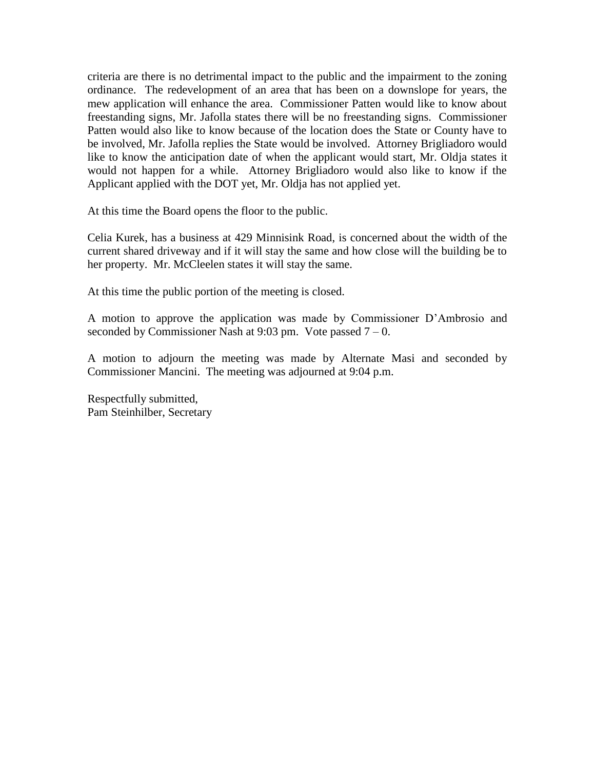criteria are there is no detrimental impact to the public and the impairment to the zoning ordinance. The redevelopment of an area that has been on a downslope for years, the mew application will enhance the area. Commissioner Patten would like to know about freestanding signs, Mr. Jafolla states there will be no freestanding signs. Commissioner Patten would also like to know because of the location does the State or County have to be involved, Mr. Jafolla replies the State would be involved. Attorney Brigliadoro would like to know the anticipation date of when the applicant would start, Mr. Oldja states it would not happen for a while. Attorney Brigliadoro would also like to know if the Applicant applied with the DOT yet, Mr. Oldja has not applied yet.

At this time the Board opens the floor to the public.

Celia Kurek, has a business at 429 Minnisink Road, is concerned about the width of the current shared driveway and if it will stay the same and how close will the building be to her property. Mr. McCleelen states it will stay the same.

At this time the public portion of the meeting is closed.

A motion to approve the application was made by Commissioner D'Ambrosio and seconded by Commissioner Nash at 9:03 pm. Vote passed 7 – 0.

A motion to adjourn the meeting was made by Alternate Masi and seconded by Commissioner Mancini. The meeting was adjourned at 9:04 p.m.

Respectfully submitted,
Pam Steinhilber, Secretary